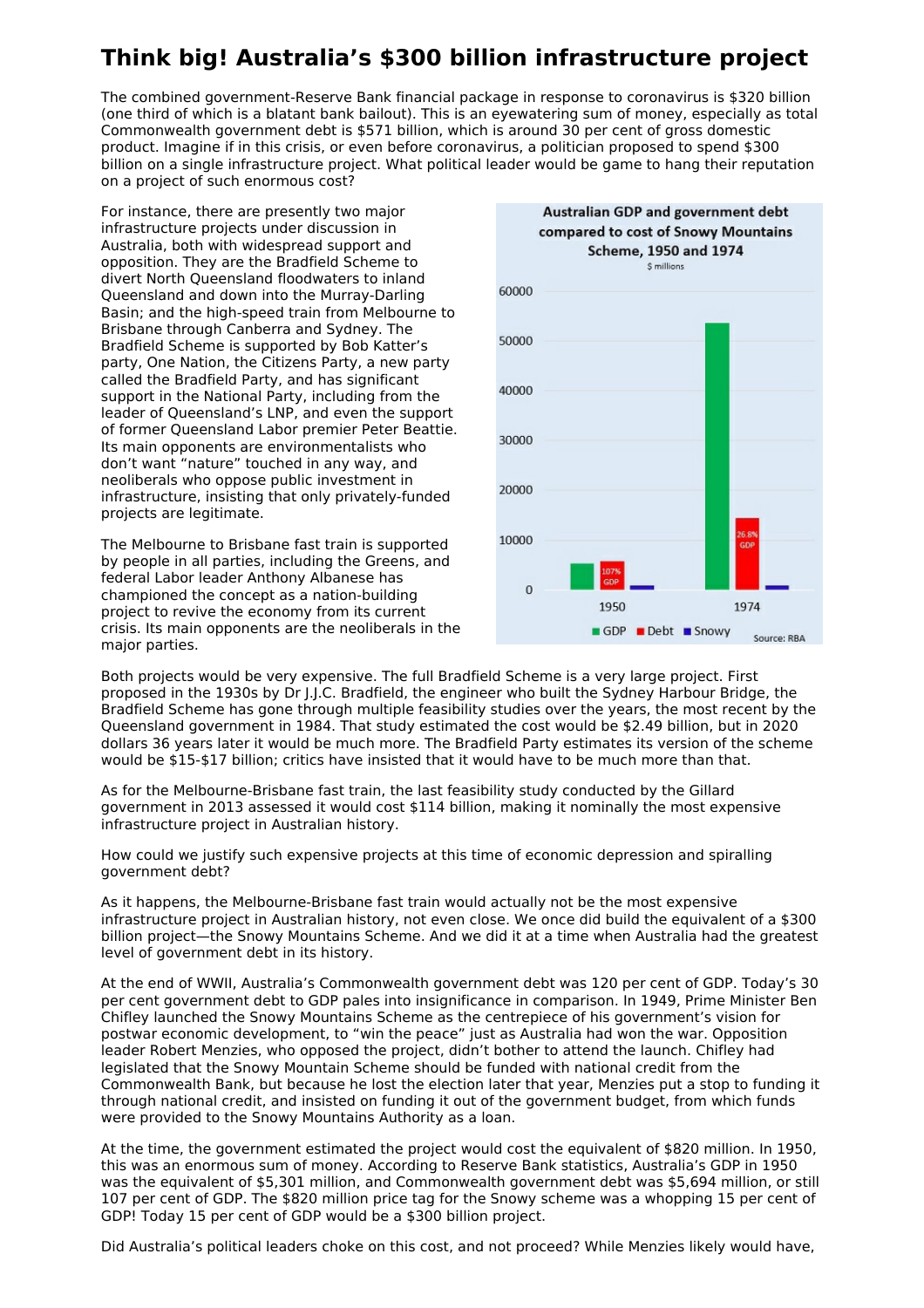# Think big! Australia's $300 billion infrastructure project

The combined government-Reserve Bank financial package in response to coronavirus is $320 billion (one third of which is a blatant bank bailout). This is an eyewatering sum of money, especially as total Commonwealth government debt is $571 billion, which is around 30 per cent of gross domestic product. Imagine if in this crisis, or even before coronavirus, a politician proposed to spend $300 billion on a single infrastructure project. What political leader would be game to hang their reputation on a project of such enormous cost?

For instance, there are presently two major infrastructure projects under discussion in Australia, both with widespread support and opposition. They are the Bradfield Scheme to divert North Queensland floodwaters to inland Queensland and down into the Murray-Darling Basin; and the high-speed train from Melbourne to Brisbane through Canberra and Sydney. The Bradfield Scheme is supported by Bob Katter's party, One Nation, the Citizens Party, a new party called the Bradfield Party, and has significant support in the National Party, including from the leader of Queensland's LNP, and even the support of former Queensland Labor premier Peter Beattie. Its main opponents are environmentalists who don't want "nature" touched in any way, and neoliberals who oppose public investment in infrastructure, insisting that only privately-funded projects are legitimate.

The Melbourne to Brisbane fast train is supported by people in all parties, including the Greens, and federal Labor leader Anthony Albanese has championed the concept as a nation-building project to revive the economy from its current crisis. Its main opponents are the neoliberals in the major parties.

**Australian GDP and government debt compared to cost of Snowy Mountains Scheme, 1950 and 1974**
$ millions

| Year | GDP | Debt | Snowy |
|---|---|---|---|
| 1950 | ~5,301 | ~5,694 (107% GDP) | ~820 |
| 1974 | ~54,000 | ~14,500 (26.8% GDP) | ~820 |

Source: RBA

Both projects would be very expensive. The full Bradfield Scheme is a very large project. First proposed in the 1930s by Dr J.J.C. Bradfield, the engineer who built the Sydney Harbour Bridge, the Bradfield Scheme has gone through multiple feasibility studies over the years, the most recent by the Queensland government in 1984. That study estimated the cost would be $2.49 billion, but in 2020 dollars 36 years later it would be much more. The Bradfield Party estimates its version of the scheme would be $15-$17 billion; critics have insisted that it would have to be much more than that.

As for the Melbourne-Brisbane fast train, the last feasibility study conducted by the Gillard government in 2013 assessed it would cost $114 billion, making it nominally the most expensive infrastructure project in Australian history.

How could we justify such expensive projects at this time of economic depression and spiralling government debt?

As it happens, the Melbourne-Brisbane fast train would actually not be the most expensive infrastructure project in Australian history, not even close. We once did build the equivalent of a $300 billion project—the Snowy Mountains Scheme. And we did it at a time when Australia had the greatest level of government debt in its history.

At the end of WWII, Australia's Commonwealth government debt was 120 per cent of GDP. Today's 30 per cent government debt to GDP pales into insignificance in comparison. In 1949, Prime Minister Ben Chifley launched the Snowy Mountains Scheme as the centrepiece of his government's vision for postwar economic development, to "win the peace" just as Australia had won the war. Opposition leader Robert Menzies, who opposed the project, didn't bother to attend the launch. Chifley had legislated that the Snowy Mountain Scheme should be funded with national credit from the Commonwealth Bank, but because he lost the election later that year, Menzies put a stop to funding it through national credit, and insisted on funding it out of the government budget, from which funds were provided to the Snowy Mountains Authority as a loan.

At the time, the government estimated the project would cost the equivalent of $820 million. In 1950, this was an enormous sum of money. According to Reserve Bank statistics, Australia's GDP in 1950 was the equivalent of $5,301 million, and Commonwealth government debt was $5,694 million, or still 107 per cent of GDP. The $820 million price tag for the Snowy scheme was a whopping 15 per cent of GDP! Today 15 per cent of GDP would be a $300 billion project.

Did Australia's political leaders choke on this cost, and not proceed? While Menzies likely would have,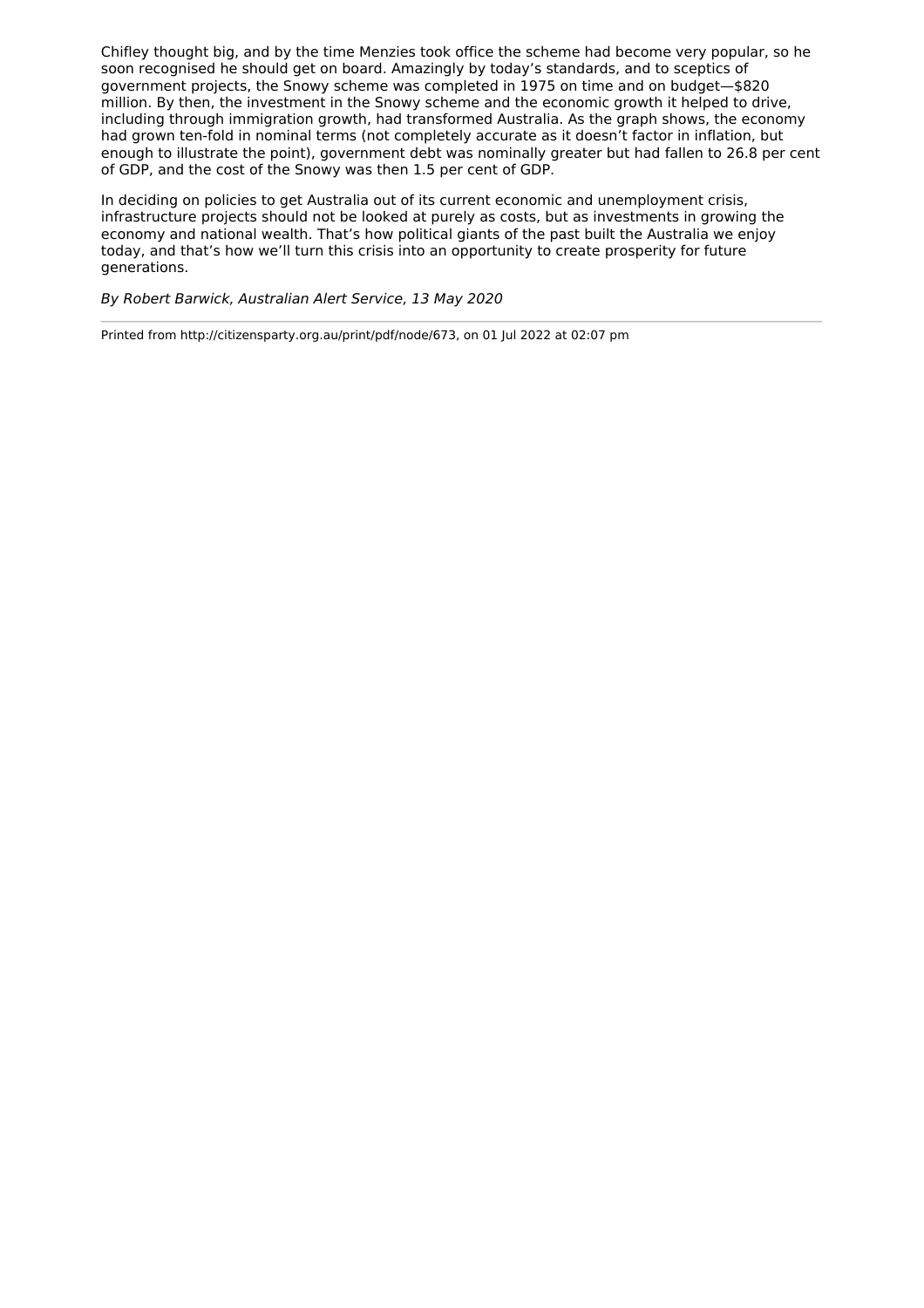Chifley thought big, and by the time Menzies took office the scheme had become very popular, so he soon recognised he should get on board. Amazingly by today's standards, and to sceptics of government projects, the Snowy scheme was completed in 1975 on time and on budget—$820 million. By then, the investment in the Snowy scheme and the economic growth it helped to drive, including through immigration growth, had transformed Australia. As the graph shows, the economy had grown ten-fold in nominal terms (not completely accurate as it doesn't factor in inflation, but enough to illustrate the point), government debt was nominally greater but had fallen to 26.8 per cent of GDP, and the cost of the Snowy was then 1.5 per cent of GDP.

In deciding on policies to get Australia out of its current economic and unemployment crisis, infrastructure projects should not be looked at purely as costs, but as investments in growing the economy and national wealth. That's how political giants of the past built the Australia we enjoy today, and that's how we'll turn this crisis into an opportunity to create prosperity for future generations.

*By Robert Barwick, Australian Alert Service, 13 May 2020*